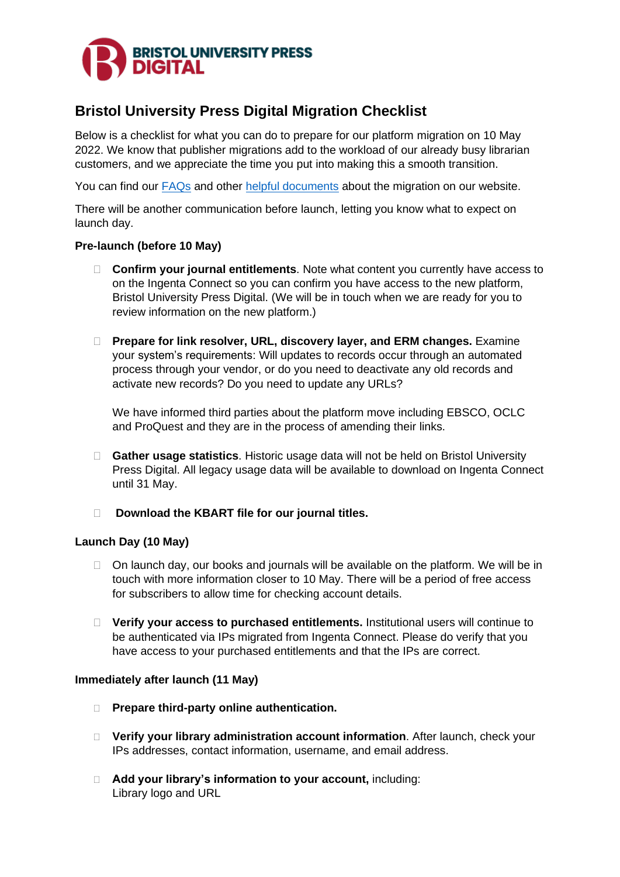# Bristol University Press Digital Migration Checklist

Below is a checklist for what you can do to prepare for our platform migration on 10 May 2022. We know that publisher migrations add to the workload of our already busy librarian customers, and we appreciate the time you put into making this a smooth transition.

You can find our FAQs and other helpful documents about the migration on our website.

There will be another communication before launch, letting you know what to expect on launch day.

**Pre-launch (before 10 May)**

- ☐ **Confirm your journal entitlements**. Note what content you currently have access to on the Ingenta Connect so you can confirm you have access to the new platform, Bristol University Press Digital. (We will be in touch when we are ready for you to review information on the new platform.)

- ☐ **Prepare for link resolver, URL, discovery layer, and ERM changes.** Examine your system's requirements: Will updates to records occur through an automated process through your vendor, or do you need to deactivate any old records and activate new records? Do you need to update any URLs?

  We have informed third parties about the platform move including EBSCO, OCLC and ProQuest and they are in the process of amending their links.

- ☐ **Gather usage statistics**. Historic usage data will not be held on Bristol University Press Digital. All legacy usage data will be available to download on Ingenta Connect until 31 May.

- ☐ **Download the KBART file for our journal titles.**

**Launch Day (10 May)**

- ☐ On launch day, our books and journals will be available on the platform. We will be in touch with more information closer to 10 May. There will be a period of free access for subscribers to allow time for checking account details.

- ☐ **Verify your access to purchased entitlements.** Institutional users will continue to be authenticated via IPs migrated from Ingenta Connect. Please do verify that you have access to your purchased entitlements and that the IPs are correct.

**Immediately after launch (11 May)**

- ☐ **Prepare third-party online authentication.**

- ☐ **Verify your library administration account information**. After launch, check your IPs addresses, contact information, username, and email address.

- ☐ **Add your library's information to your account,** including:
  Library logo and URL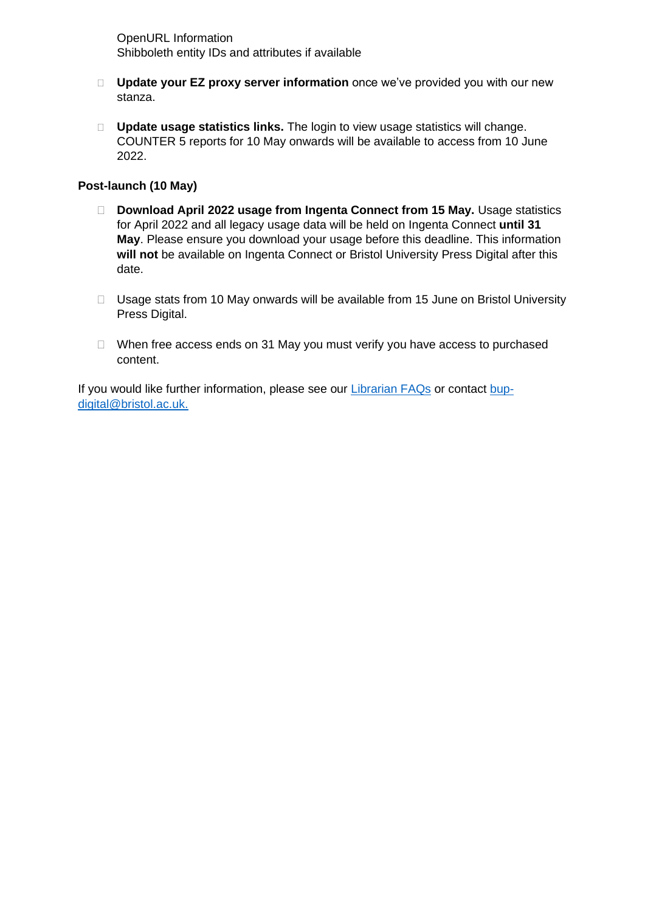OpenURL Information
Shibboleth entity IDs and attributes if available

- **Update your EZ proxy server information** once we've provided you with our new stanza.

- **Update usage statistics links.** The login to view usage statistics will change. COUNTER 5 reports for 10 May onwards will be available to access from 10 June 2022.

**Post-launch (10 May)**

- **Download April 2022 usage from Ingenta Connect from 15 May.** Usage statistics for April 2022 and all legacy usage data will be held on Ingenta Connect **until 31 May**. Please ensure you download your usage before this deadline. This information **will not** be available on Ingenta Connect or Bristol University Press Digital after this date.

- Usage stats from 10 May onwards will be available from 15 June on Bristol University Press Digital.

- When free access ends on 31 May you must verify you have access to purchased content.

If you would like further information, please see our [Librarian FAQs]() or contact [bup-digital@bristol.ac.uk.](mailto:bup-digital@bristol.ac.uk)